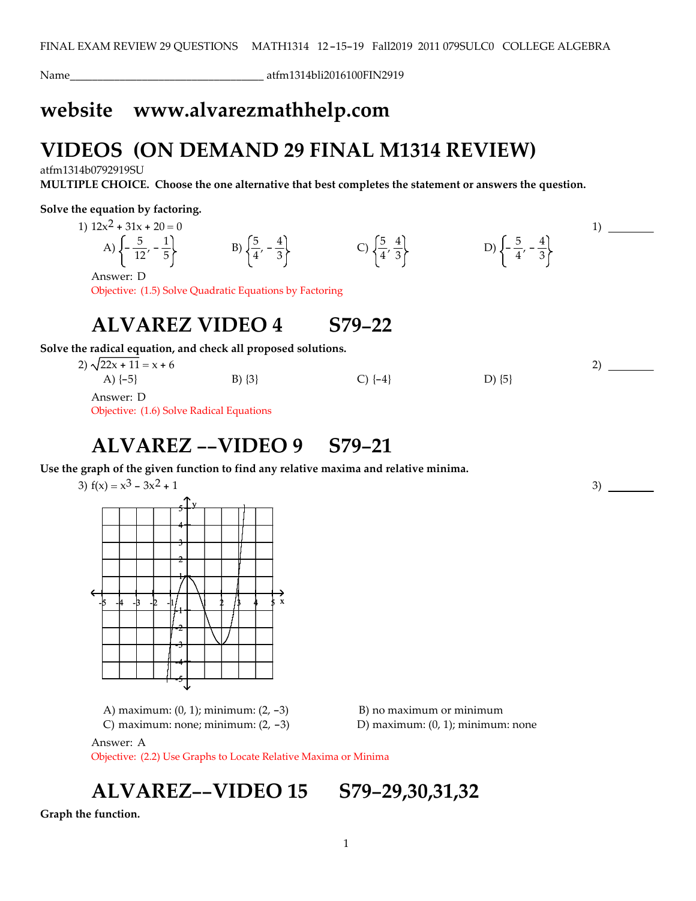FINAL EXAM REVIEW 29 QUESTIONS MATH1314 12–15–19 Fall2019 2011 079SULC0 COLLEGE ALGEBRA

Name__________________________________ atfm1314bli2016100FIN2919

# website www.alvarezmathhelp.com

# VIDEOS (ON DEMAND 29 FINAL M1314 REVIEW)

atfm1314b0792919SU

**MULTIPLE CHOICE. Choose the one alternative that best completes the statement or answers the question.**

**Solve the equation by factoring.**

1) $12x^2 + 31x + 20 = 0$ 1) ________

A) $\left\{-\frac{5}{12}, -\frac{1}{5}\right\}$ B) $\left\{\frac{5}{4}, -\frac{4}{3}\right\}$ C) $\left\{\frac{5}{4}, \frac{4}{3}\right\}$ D) $\left\{-\frac{5}{4}, -\frac{4}{3}\right\}$

Answer: D

Objective: (1.5) Solve Quadratic Equations by Factoring

## ALVAREZ VIDEO 4 S79–22

**Solve the radical equation, and check all proposed solutions.**

2) $\sqrt{22x + 11} = x + 6$ 2) ________

A) {-5} B) {3} C) {-4} D) {5}

Answer: D

Objective: (1.6) Solve Radical Equations

## ALVAREZ ––VIDEO 9 S79–21

**Use the graph of the given function to find any relative maxima and relative minima.**

3) $f(x) = x^3 - 3x^2 + 1$ 3) ________

A) maximum: (0, 1); minimum: (2, -3) B) no maximum or minimum
C) maximum: none; minimum: (2, -3) D) maximum: (0, 1); minimum: none

Answer: A

Objective: (2.2) Use Graphs to Locate Relative Maxima or Minima

## ALVAREZ––VIDEO 15 S79–29,30,31,32

**Graph the function.**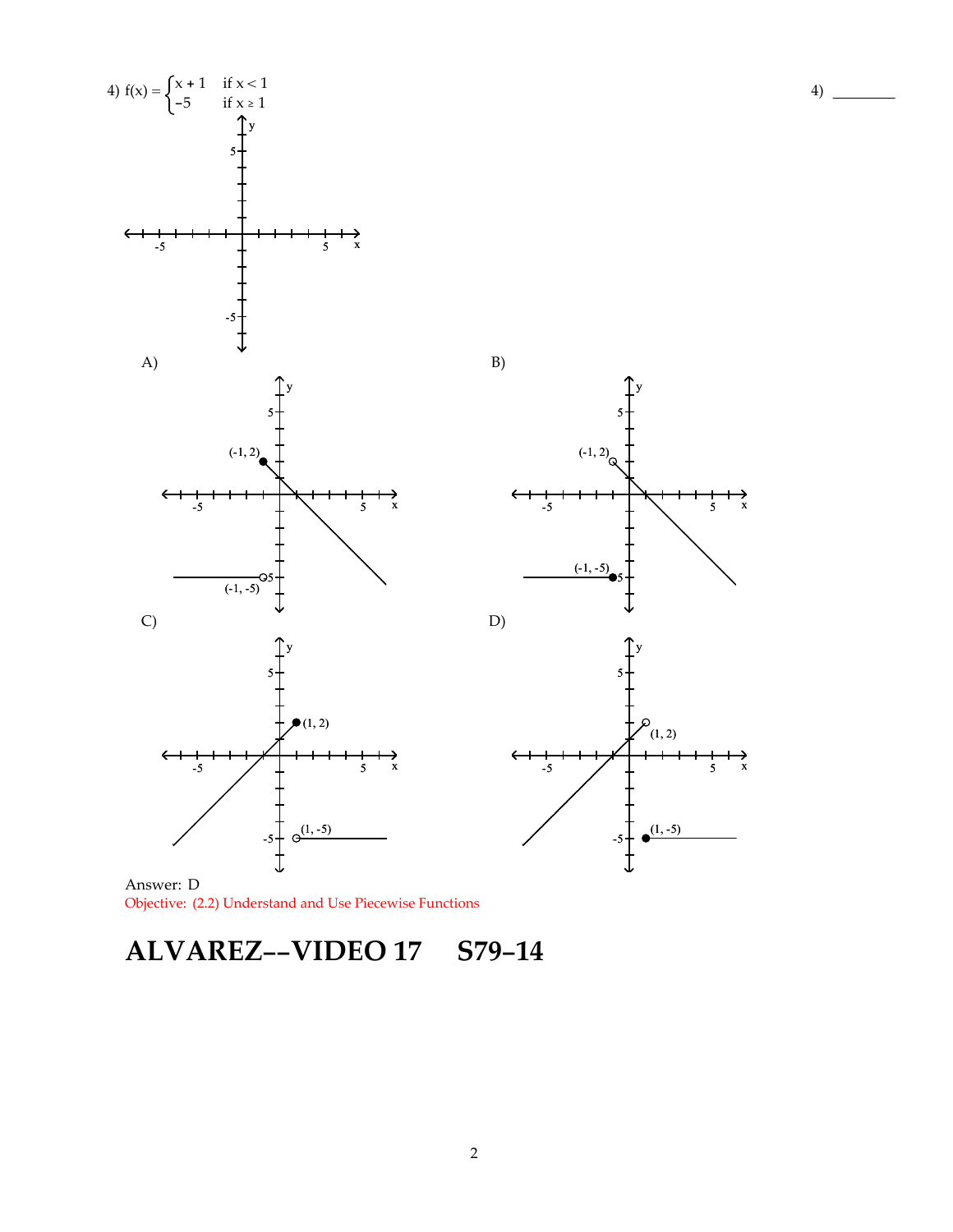4) $f(x) = \begin{cases} x + 1 & \text{if } x < 1 \\ -5 & \text{if } x \geq 1 \end{cases}$

4) ________

A) (-1, 2) (-1, -5)

B) (-1, 2) (-1, -5)

C) (1, 2) (1, -5)

D) (1, 2) (1, -5)

Answer: D

Objective: (2.2) Understand and Use Piecewise Functions

## ALVAREZ--VIDEO 17 S79–14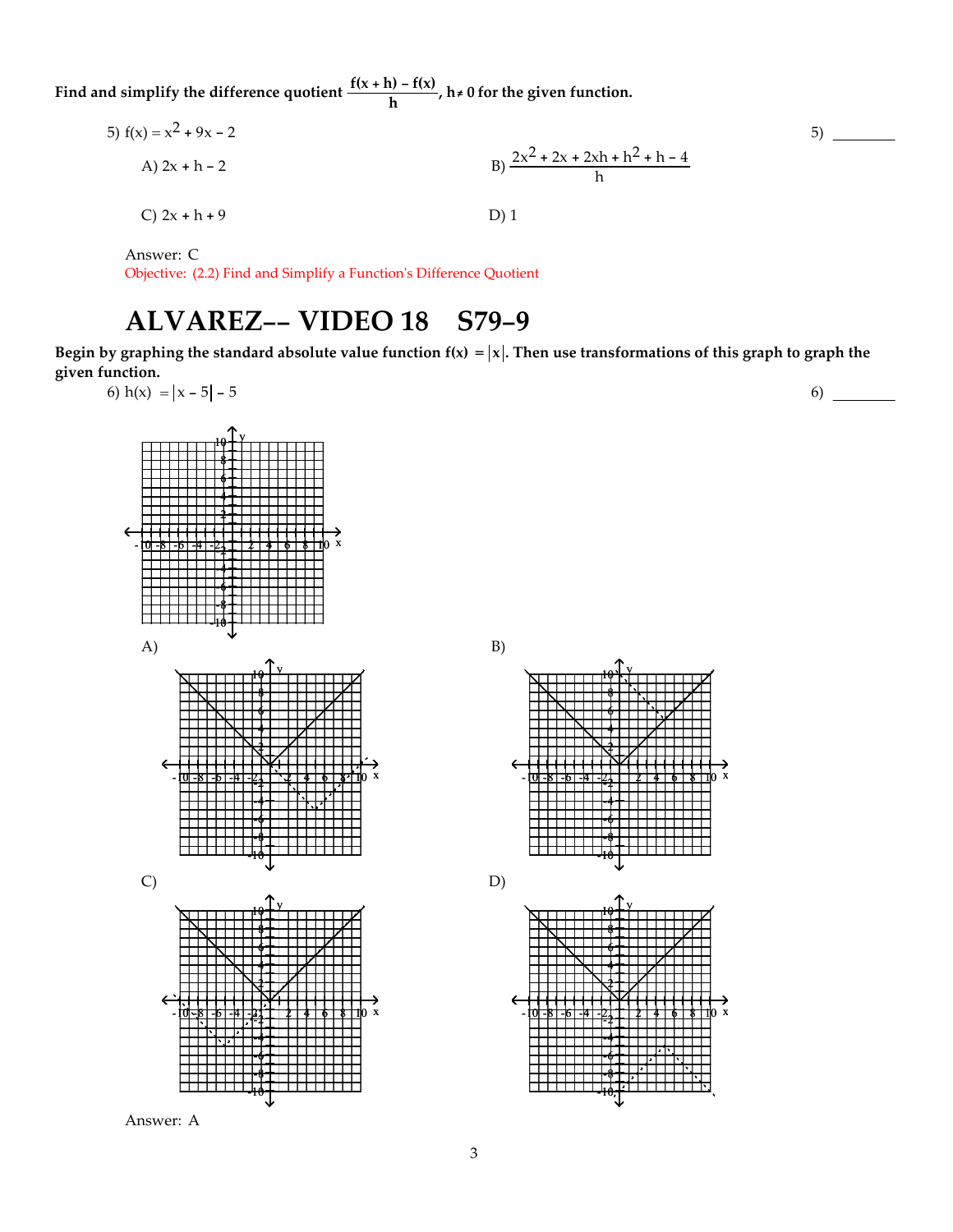**Find and simplify the difference quotient $\frac{f(x+h)-f(x)}{h}$, $h \neq 0$ for the given function.**

5) $f(x) = x^2 + 9x - 2$ 5) ________

A) $2x + h - 2$

B) $\frac{2x^2 + 2x + 2xh + h^2 + h - 4}{h}$

C) $2x + h + 9$

D) 1

Answer: C

Objective: (2.2) Find and Simplify a Function's Difference Quotient

# ALVAREZ-- VIDEO 18 S79-9

**Begin by graphing the standard absolute value function $f(x) = |x|$. Then use transformations of this graph to graph the given function.**

6) $h(x) = |x - 5| - 5$ 6) ________

A)

B)

C)

D)

Answer: A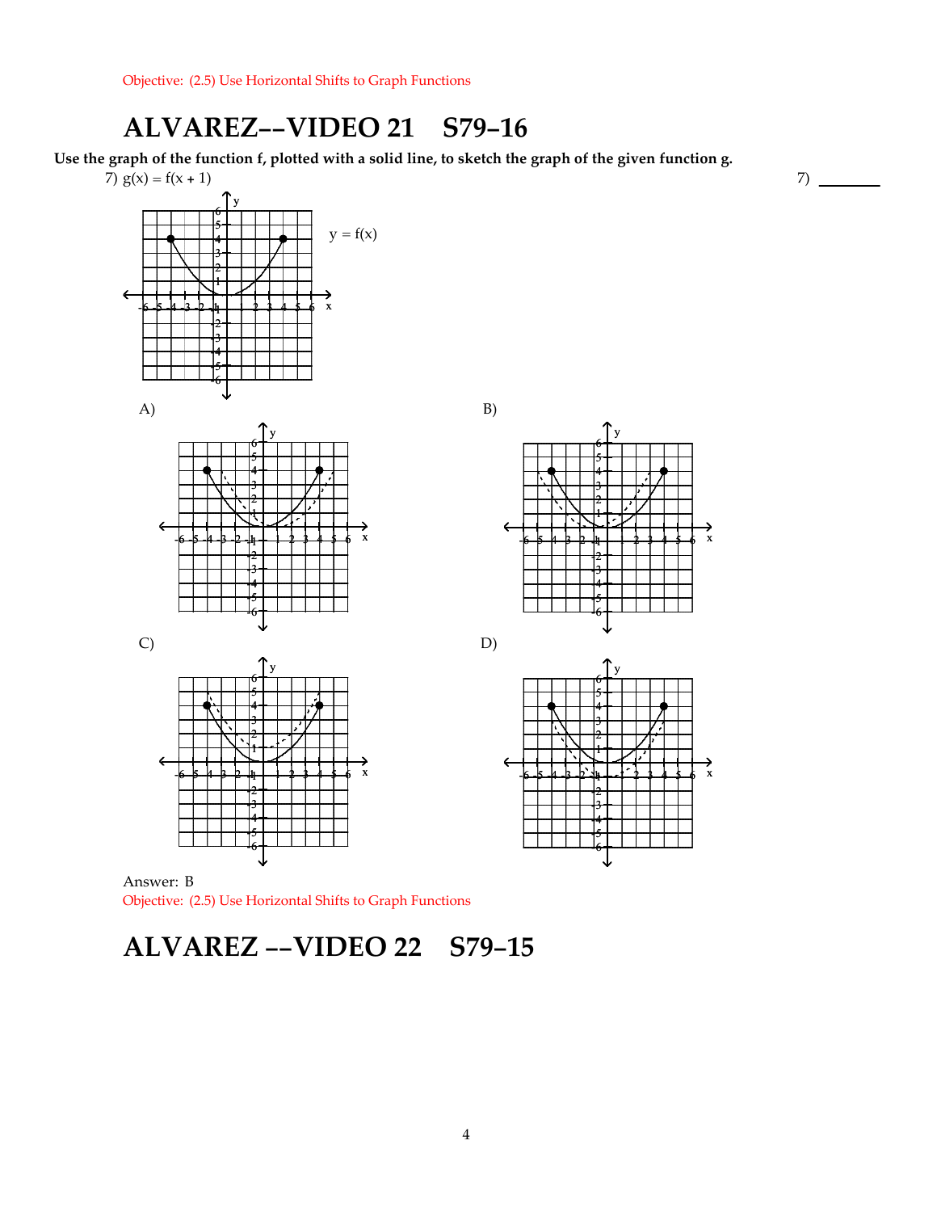Objective: (2.5) Use Horizontal Shifts to Graph Functions

# ALVAREZ--VIDEO 21 S79–16

**Use the graph of the function f, plotted with a solid line, to sketch the graph of the given function g.**

7) $g(x) = f(x + 1)$ 7) _______

$y = f(x)$

A)

B)

C)

D)

Answer: B

Objective: (2.5) Use Horizontal Shifts to Graph Functions

# ALVAREZ --VIDEO 22 S79–15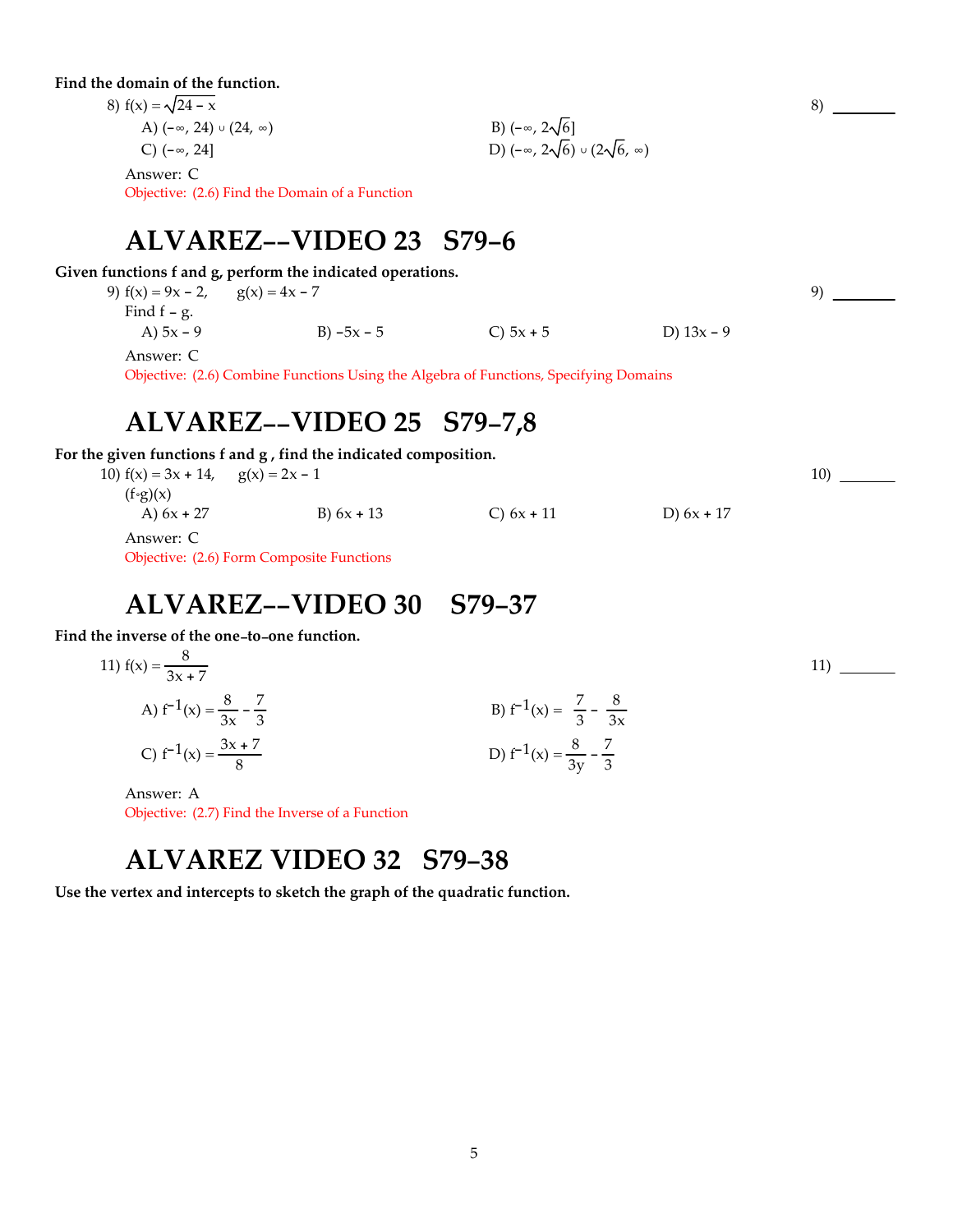**Find the domain of the function.**

8) $f(x) = \sqrt{24 - x}$ 8) ________

A) $(-\infty, 24) \cup (24, \infty)$
B) $(-\infty, 2\sqrt{6}]$
C) $(-\infty, 24]$
D) $(-\infty, 2\sqrt{6}) \cup (2\sqrt{6}, \infty)$

Answer: C

Objective: (2.6) Find the Domain of a Function

# ALVAREZ--VIDEO 23 S79–6

**Given functions f and g, perform the indicated operations.**

9) $f(x) = 9x - 2, \quad g(x) = 4x - 7$ 9) ________

Find $f - g$.

A) $5x - 9$
B) $-5x - 5$
C) $5x + 5$
D) $13x - 9$

Answer: C

Objective: (2.6) Combine Functions Using the Algebra of Functions, Specifying Domains

# ALVAREZ--VIDEO 25 S79–7,8

**For the given functions f and g , find the indicated composition.**

10) $f(x) = 3x + 14, \quad g(x) = 2x - 1$ 10) ________

$(f \circ g)(x)$

A) $6x + 27$
B) $6x + 13$
C) $6x + 11$
D) $6x + 17$

Answer: C

Objective: (2.6) Form Composite Functions

# ALVAREZ--VIDEO 30 S79–37

**Find the inverse of the one-to-one function.**

11) $f(x) = \dfrac{8}{3x + 7}$ 11) ________

A) $f^{-1}(x) = \dfrac{8}{3x} - \dfrac{7}{3}$
B) $f^{-1}(x) = \dfrac{7}{3} - \dfrac{8}{3x}$
C) $f^{-1}(x) = \dfrac{3x + 7}{8}$
D) $f^{-1}(x) = \dfrac{8}{3y} - \dfrac{7}{3}$

Answer: A

Objective: (2.7) Find the Inverse of a Function

# ALVAREZ VIDEO 32 S79–38

**Use the vertex and intercepts to sketch the graph of the quadratic function.**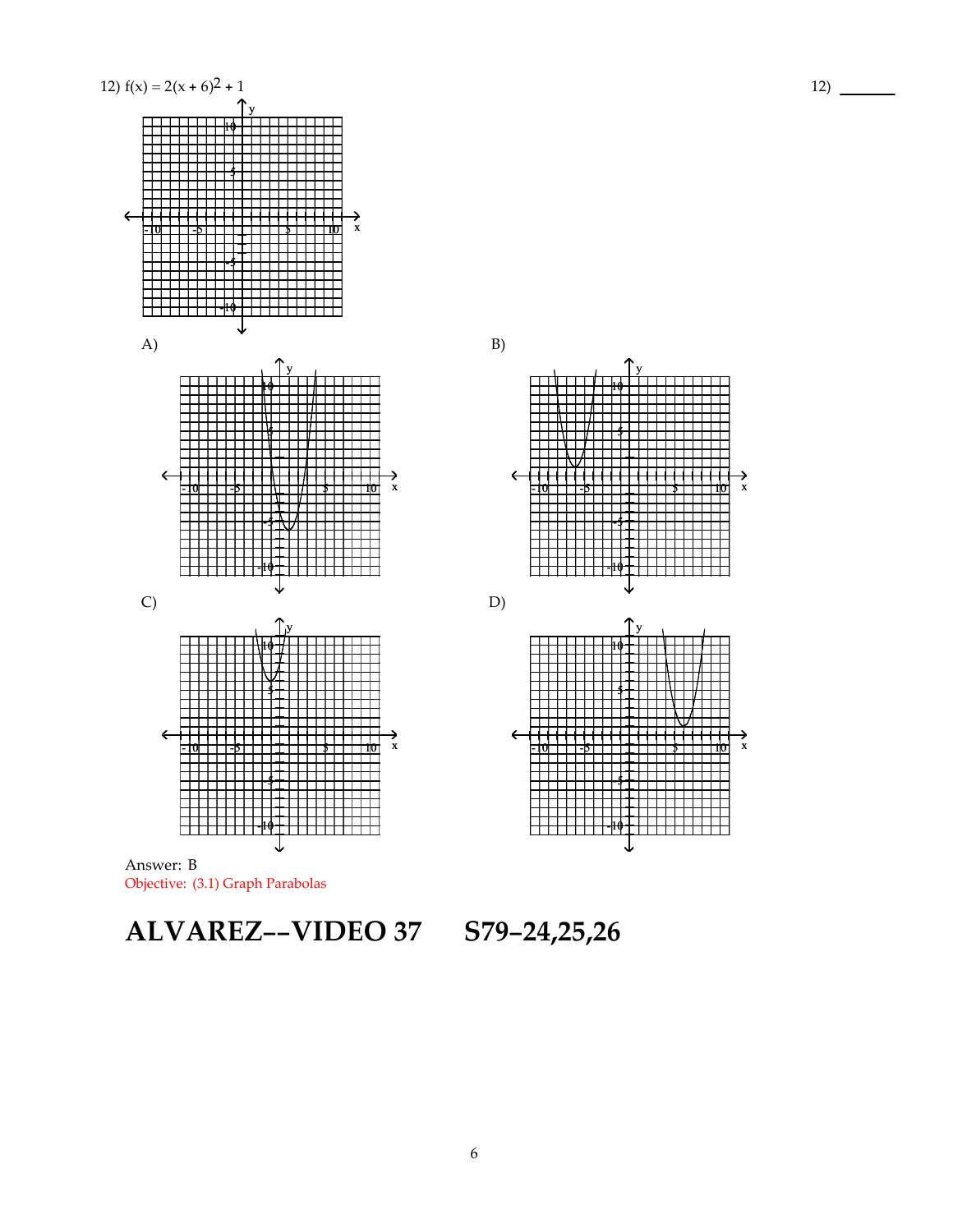12) $f(x) = 2(x + 6)^2 + 1$

12) _______

A)

B)

C)

D)

Answer: B

Objective: (3.1) Graph Parabolas

# ALVAREZ--VIDEO 37 S79–24,25,26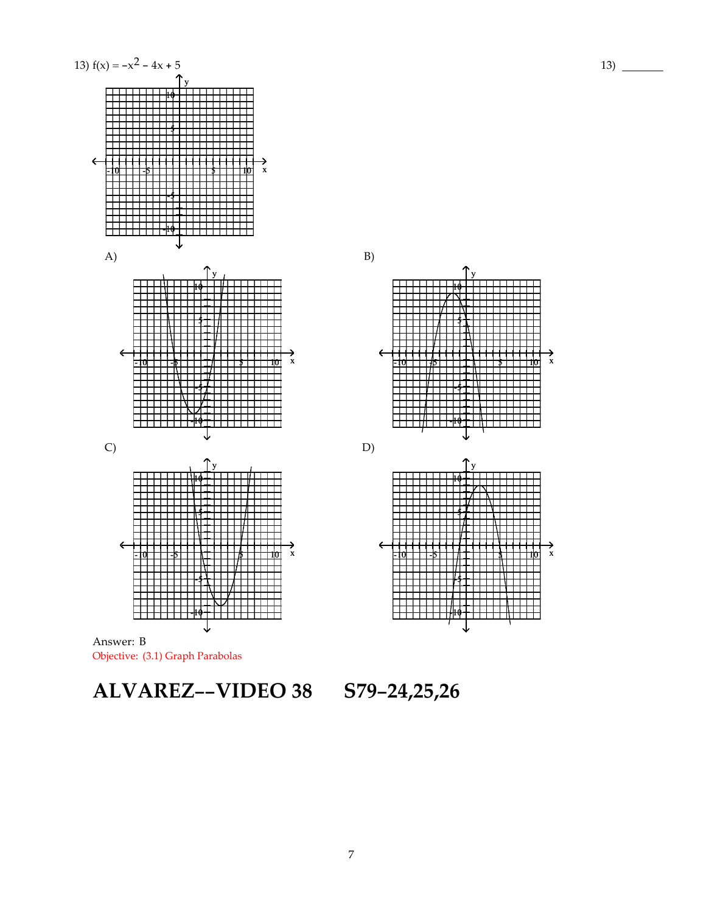13) $f(x) = -x^2 - 4x + 5$

13) _______

A)

B)

C)

D)

Answer: B

Objective: (3.1) Graph Parabolas

**ALVAREZ--VIDEO 38 S79–24,25,26**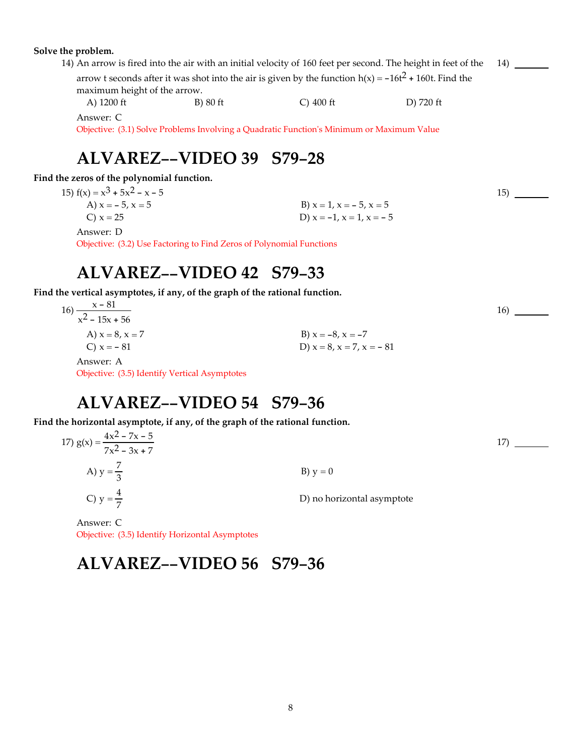**Solve the problem.**

14) An arrow is fired into the air with an initial velocity of 160 feet per second. The height in feet of the arrow t seconds after it was shot into the air is given by the function $h(x) = -16t^2 + 160t$. Find the maximum height of the arrow.

14) _______

A) 1200 ft  B) 80 ft  C) 400 ft  D) 720 ft

Answer: C

Objective: (3.1) Solve Problems Involving a Quadratic Function's Minimum or Maximum Value

# ALVAREZ--VIDEO 39  S79–28

**Find the zeros of the polynomial function.**

15) $f(x) = x^3 + 5x^2 - x - 5$

15) _______

A) $x = -5, x = 5$  
B) $x = 1, x = -5, x = 5$  
C) $x = 25$  
D) $x = -1, x = 1, x = -5$

Answer: D

Objective: (3.2) Use Factoring to Find Zeros of Polynomial Functions

# ALVAREZ--VIDEO 42  S79–33

**Find the vertical asymptotes, if any, of the graph of the rational function.**

16) $\dfrac{x - 81}{x^2 - 15x + 56}$

16) _______

A) $x = 8, x = 7$  
B) $x = -8, x = -7$  
C) $x = -81$  
D) $x = 8, x = 7, x = -81$

Answer: A

Objective: (3.5) Identify Vertical Asymptotes

# ALVAREZ--VIDEO 54  S79–36

**Find the horizontal asymptote, if any, of the graph of the rational function.**

17) $g(x) = \dfrac{4x^2 - 7x - 5}{7x^2 - 3x + 7}$

17) _______

A) $y = \dfrac{7}{3}$  
B) $y = 0$  
C) $y = \dfrac{4}{7}$  
D) no horizontal asymptote

Answer: C

Objective: (3.5) Identify Horizontal Asymptotes

# ALVAREZ--VIDEO 56  S79–36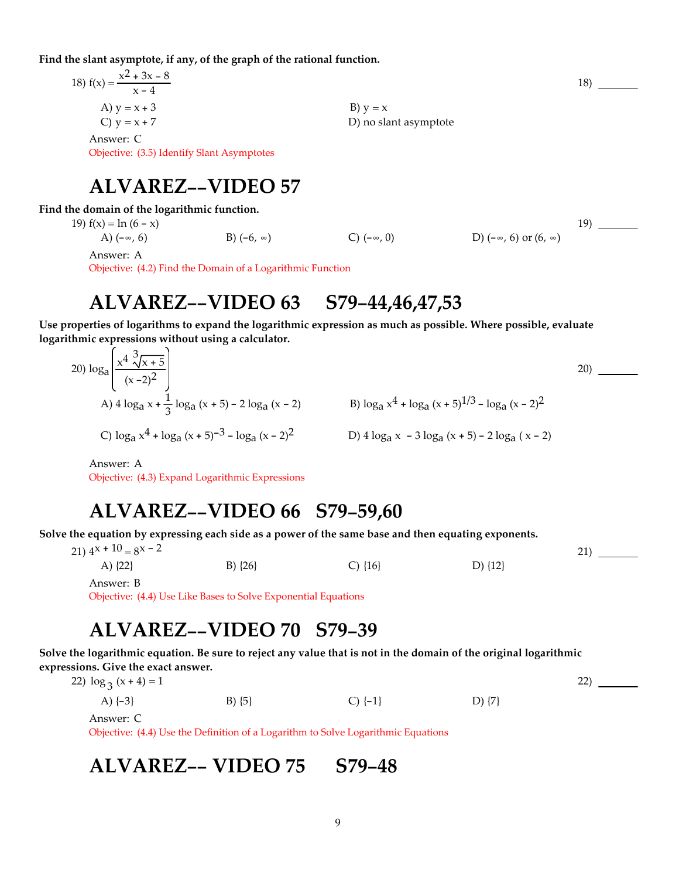**Find the slant asymptote, if any, of the graph of the rational function.**

18) $f(x) = \dfrac{x^2 + 3x - 8}{x - 4}$ 18) _______

A) $y = x + 3$ B) $y = x$

C) $y = x + 7$ D) no slant asymptote

Answer: C

Objective: (3.5) Identify Slant Asymptotes

# ALVAREZ--VIDEO 57

**Find the domain of the logarithmic function.**

19) $f(x) = \ln(6 - x)$ 19) _______

A) $(-\infty, 6)$ B) $(-6, \infty)$ C) $(-\infty, 0)$ D) $(-\infty, 6)$ or $(6, \infty)$

Answer: A

Objective: (4.2) Find the Domain of a Logarithmic Function

# ALVAREZ--VIDEO 63 S79-44,46,47,53

**Use properties of logarithms to expand the logarithmic expression as much as possible. Where possible, evaluate logarithmic expressions without using a calculator.**

20) $\log_a \left( \dfrac{x^4 \sqrt[3]{x + 5}}{(x - 2)^2} \right)$ 20) _______

A) $4 \log_a x + \dfrac{1}{3} \log_a (x + 5) - 2 \log_a (x - 2)$ B) $\log_a x^4 + \log_a (x + 5)^{1/3} - \log_a (x - 2)^2$

C) $\log_a x^4 + \log_a (x + 5)^{-3} - \log_a (x - 2)^2$ D) $4 \log_a x - 3 \log_a (x + 5) - 2 \log_a (x - 2)$

Answer: A

Objective: (4.3) Expand Logarithmic Expressions

# ALVAREZ--VIDEO 66 S79-59,60

**Solve the equation by expressing each side as a power of the same base and then equating exponents.**

21) $4^{x + 10} = 8^{x - 2}$ 21) _______

A) {22} B) {26} C) {16} D) {12}

Answer: B

Objective: (4.4) Use Like Bases to Solve Exponential Equations

# ALVAREZ--VIDEO 70 S79-39

**Solve the logarithmic equation. Be sure to reject any value that is not in the domain of the original logarithmic expressions. Give the exact answer.**

22) $\log_3 (x + 4) = 1$ 22) _______

A) {-3} B) {5} C) {-1} D) {7}

Answer: C

Objective: (4.4) Use the Definition of a Logarithm to Solve Logarithmic Equations

# ALVAREZ-- VIDEO 75 S79-48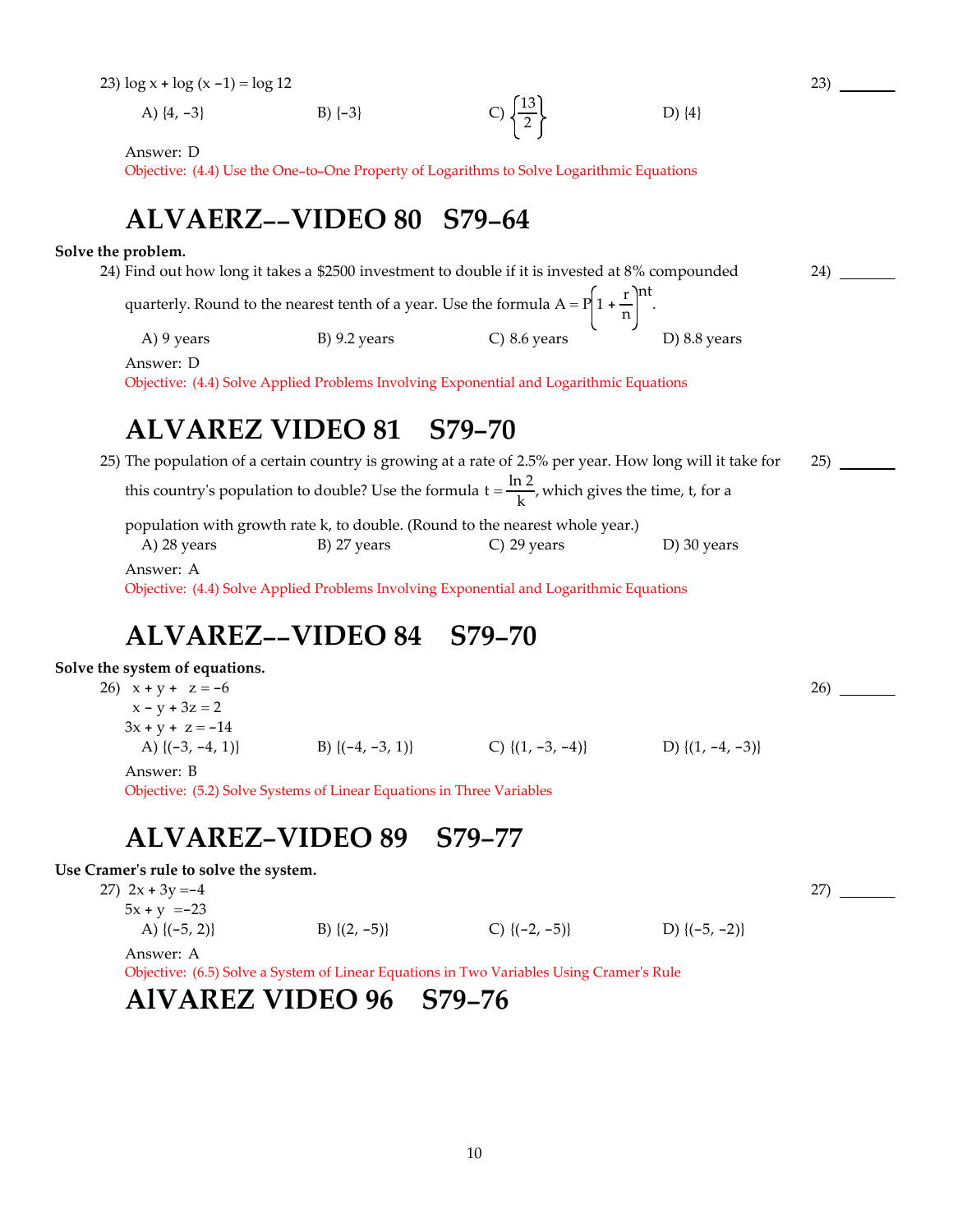23) $\log x + \log (x - 1) = \log 12$ 23) _______

A) {4, −3} B) {−3} C) $\left\{\frac{13}{2}\right\}$ D) {4}

Answer: D
Objective: (4.4) Use the One-to-One Property of Logarithms to Solve Logarithmic Equations

# ALVAERZ--VIDEO 80 S79-64

**Solve the problem.**

24) Find out how long it takes a \$2500 investment to double if it is invested at 8% compounded quarterly. Round to the nearest tenth of a year. Use the formula $A = P\left(1 + \frac{r}{n}\right)^{nt}$. 24) _______

A) 9 years B) 9.2 years C) 8.6 years D) 8.8 years

Answer: D
Objective: (4.4) Solve Applied Problems Involving Exponential and Logarithmic Equations

# ALVAREZ VIDEO 81 S79-70

25) The population of a certain country is growing at a rate of 2.5% per year. How long will it take for this country's population to double? Use the formula $t = \frac{\ln 2}{k}$, which gives the time, t, for a population with growth rate k, to double. (Round to the nearest whole year.) 25) _______

A) 28 years B) 27 years C) 29 years D) 30 years

Answer: A
Objective: (4.4) Solve Applied Problems Involving Exponential and Logarithmic Equations

# ALVAREZ--VIDEO 84 S79-70

**Solve the system of equations.**

26)
$$\begin{aligned} x + y + z &= -6 \\ x - y + 3z &= 2 \\ 3x + y + z &= -14 \end{aligned}$$
26) _______

A) {(−3, −4, 1)} B) {(−4, −3, 1)} C) {(1, −3, −4)} D) {(1, −4, −3)}

Answer: B
Objective: (5.2) Solve Systems of Linear Equations in Three Variables

# ALVAREZ-VIDEO 89 S79-77

**Use Cramer's rule to solve the system.**

27)
$$\begin{aligned} 2x + 3y &= -4 \\ 5x + y &= -23 \end{aligned}$$
27) _______

A) {(−5, 2)} B) {(2, −5)} C) {(−2, −5)} D) {(−5, −2)}

Answer: A
Objective: (6.5) Solve a System of Linear Equations in Two Variables Using Cramer's Rule

# AlVAREZ VIDEO 96 S79-76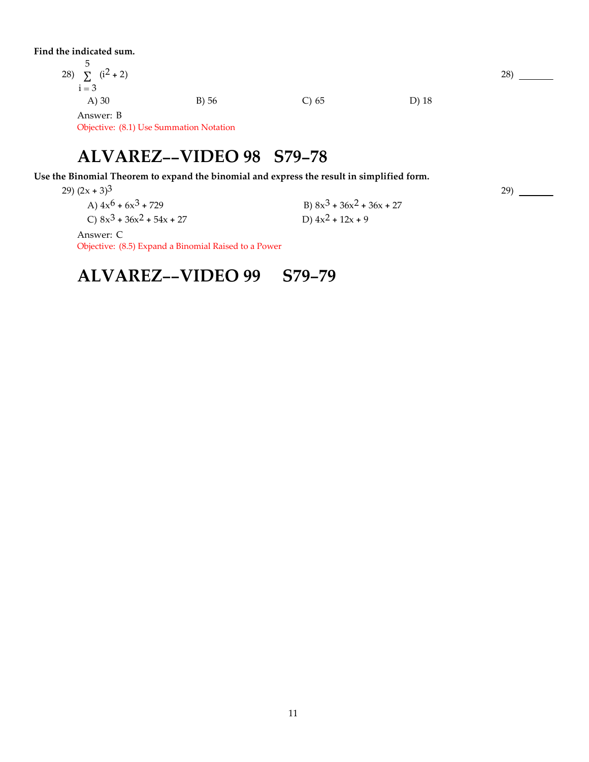**Find the indicated sum.**

28) $\sum_{i=3}^{5} (i^2 + 2)$ 28) ______

A) 30 B) 56 C) 65 D) 18

Answer: B

Objective: (8.1) Use Summation Notation

# ALVAREZ--VIDEO 98 S79–78

**Use the Binomial Theorem to expand the binomial and express the result in simplified form.**

29) $(2x + 3)^3$ 29) ______

A) $4x^6 + 6x^3 + 729$

B) $8x^3 + 36x^2 + 36x + 27$

C) $8x^3 + 36x^2 + 54x + 27$

D) $4x^2 + 12x + 9$

Answer: C

Objective: (8.5) Expand a Binomial Raised to a Power

# ALVAREZ--VIDEO 99 S79–79